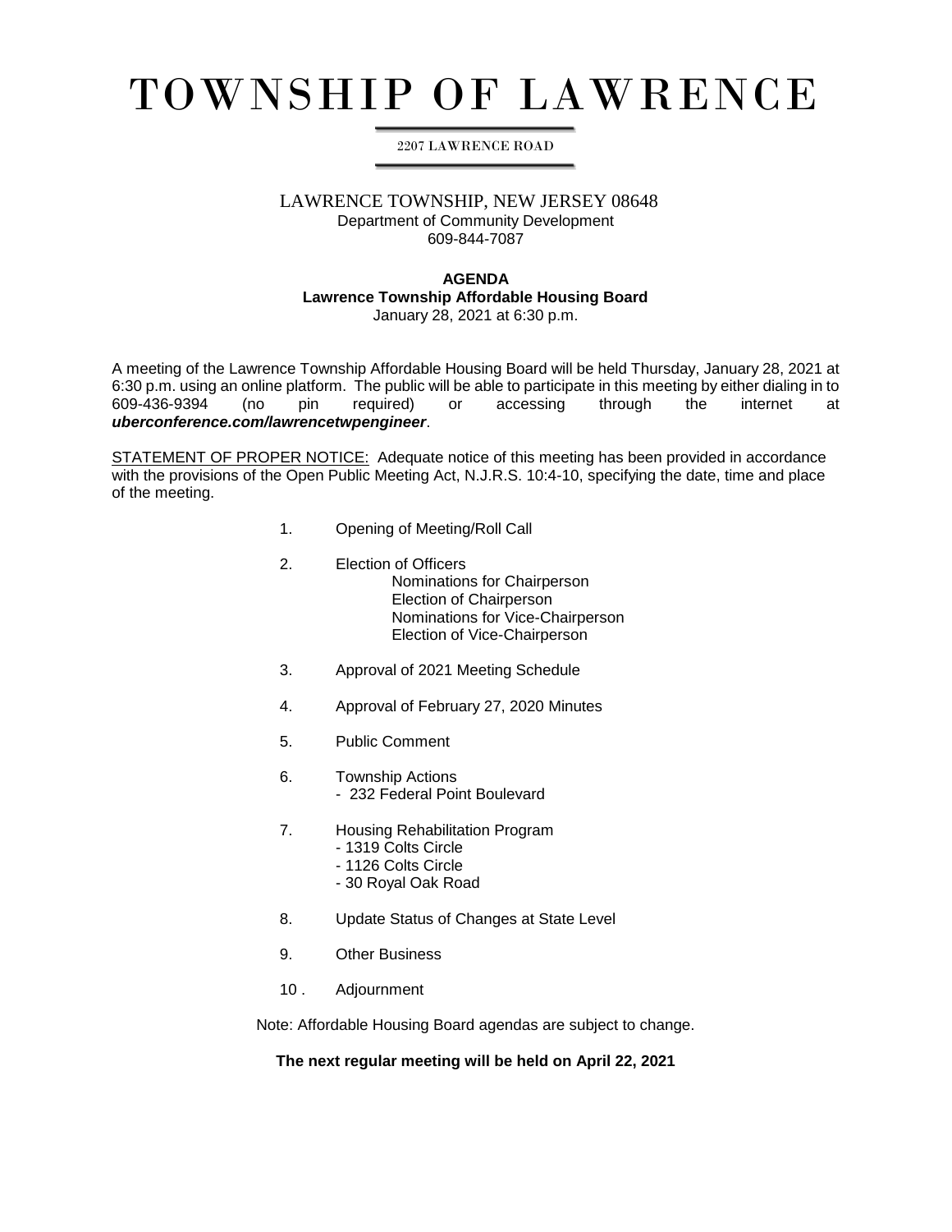# TOWNSHIP OF LAWRENCE

2207 LAWRENCE ROAD

LAWRENCE TOWNSHIP, NEW JERSEY 08648
Department of Community Development
609-844-7087

**AGENDA**
**Lawrence Township Affordable Housing Board**
January 28, 2021 at 6:30 p.m.

A meeting of the Lawrence Township Affordable Housing Board will be held Thursday, January 28, 2021 at 6:30 p.m. using an online platform. The public will be able to participate in this meeting by either dialing in to 609-436-9394 (no pin required) or accessing through the internet at ***uberconference.com/lawrencetwpengineer***.

STATEMENT OF PROPER NOTICE: Adequate notice of this meeting has been provided in accordance with the provisions of the Open Public Meeting Act, N.J.R.S. 10:4-10, specifying the date, time and place of the meeting.

1. Opening of Meeting/Roll Call

2. Election of Officers
   - Nominations for Chairperson
   - Election of Chairperson
   - Nominations for Vice-Chairperson
   - Election of Vice-Chairperson

3. Approval of 2021 Meeting Schedule

4. Approval of February 27, 2020 Minutes

5. Public Comment

6. Township Actions
   - 232 Federal Point Boulevard

7. Housing Rehabilitation Program
   - 1319 Colts Circle
   - 1126 Colts Circle
   - 30 Royal Oak Road

8. Update Status of Changes at State Level

9. Other Business

10. Adjournment

Note: Affordable Housing Board agendas are subject to change.

**The next regular meeting will be held on April 22, 2021**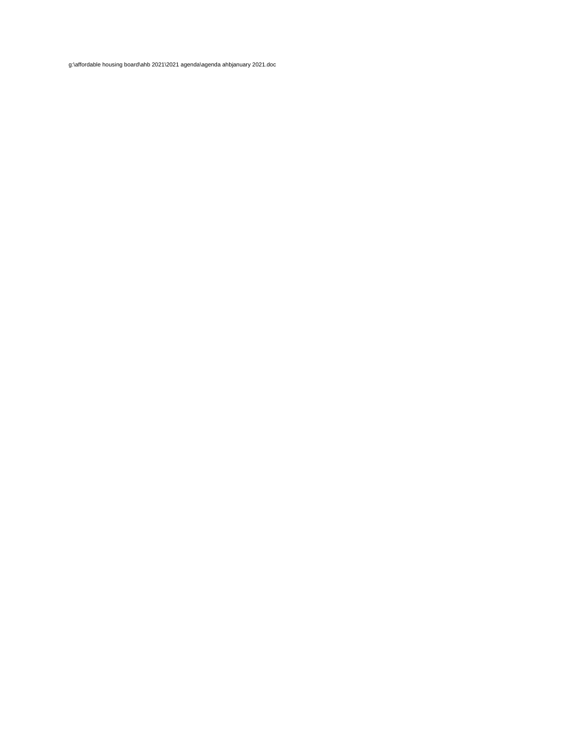g:\affordable housing board\ahb 2021\2021 agenda\agenda ahbjanuary 2021.doc